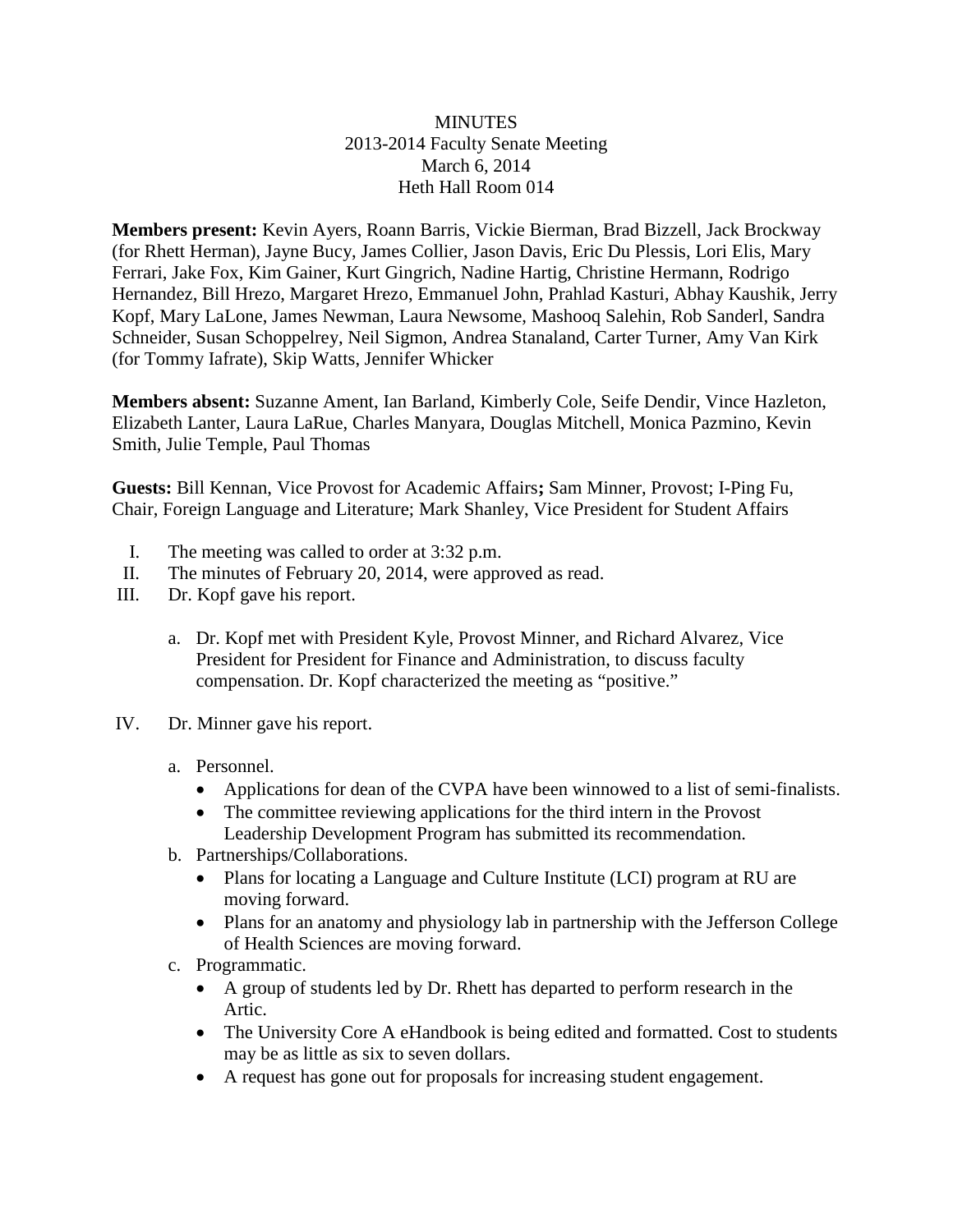MINUTES
2013-2014 Faculty Senate Meeting
March 6, 2014
Heth Hall Room 014

**Members present:** Kevin Ayers, Roann Barris, Vickie Bierman, Brad Bizzell, Jack Brockway (for Rhett Herman), Jayne Bucy, James Collier, Jason Davis, Eric Du Plessis, Lori Elis, Mary Ferrari, Jake Fox, Kim Gainer, Kurt Gingrich, Nadine Hartig, Christine Hermann, Rodrigo Hernandez, Bill Hrezo, Margaret Hrezo, Emmanuel John, Prahlad Kasturi, Abhay Kaushik, Jerry Kopf, Mary LaLone, James Newman, Laura Newsome, Mashooq Salehin, Rob Sanderl, Sandra Schneider, Susan Schoppelrey, Neil Sigmon, Andrea Stanaland, Carter Turner, Amy Van Kirk (for Tommy Iafrate), Skip Watts, Jennifer Whicker

**Members absent:** Suzanne Ament, Ian Barland, Kimberly Cole, Seife Dendir, Vince Hazleton, Elizabeth Lanter, Laura LaRue, Charles Manyara, Douglas Mitchell, Monica Pazmino, Kevin Smith, Julie Temple, Paul Thomas

**Guests:** Bill Kennan, Vice Provost for Academic Affairs**;** Sam Minner, Provost; I-Ping Fu, Chair, Foreign Language and Literature; Mark Shanley, Vice President for Student Affairs

I. The meeting was called to order at 3:32 p.m.
II. The minutes of February 20, 2014, were approved as read.
III. Dr. Kopf gave his report.

    a. Dr. Kopf met with President Kyle, Provost Minner, and Richard Alvarez, Vice President for President for Finance and Administration, to discuss faculty compensation. Dr. Kopf characterized the meeting as "positive."

IV. Dr. Minner gave his report.

    a. Personnel.
        - Applications for dean of the CVPA have been winnowed to a list of semi-finalists.
        - The committee reviewing applications for the third intern in the Provost Leadership Development Program has submitted its recommendation.
    b. Partnerships/Collaborations.
        - Plans for locating a Language and Culture Institute (LCI) program at RU are moving forward.
        - Plans for an anatomy and physiology lab in partnership with the Jefferson College of Health Sciences are moving forward.
    c. Programmatic.
        - A group of students led by Dr. Rhett has departed to perform research in the Artic.
        - The University Core A eHandbook is being edited and formatted. Cost to students may be as little as six to seven dollars.
        - A request has gone out for proposals for increasing student engagement.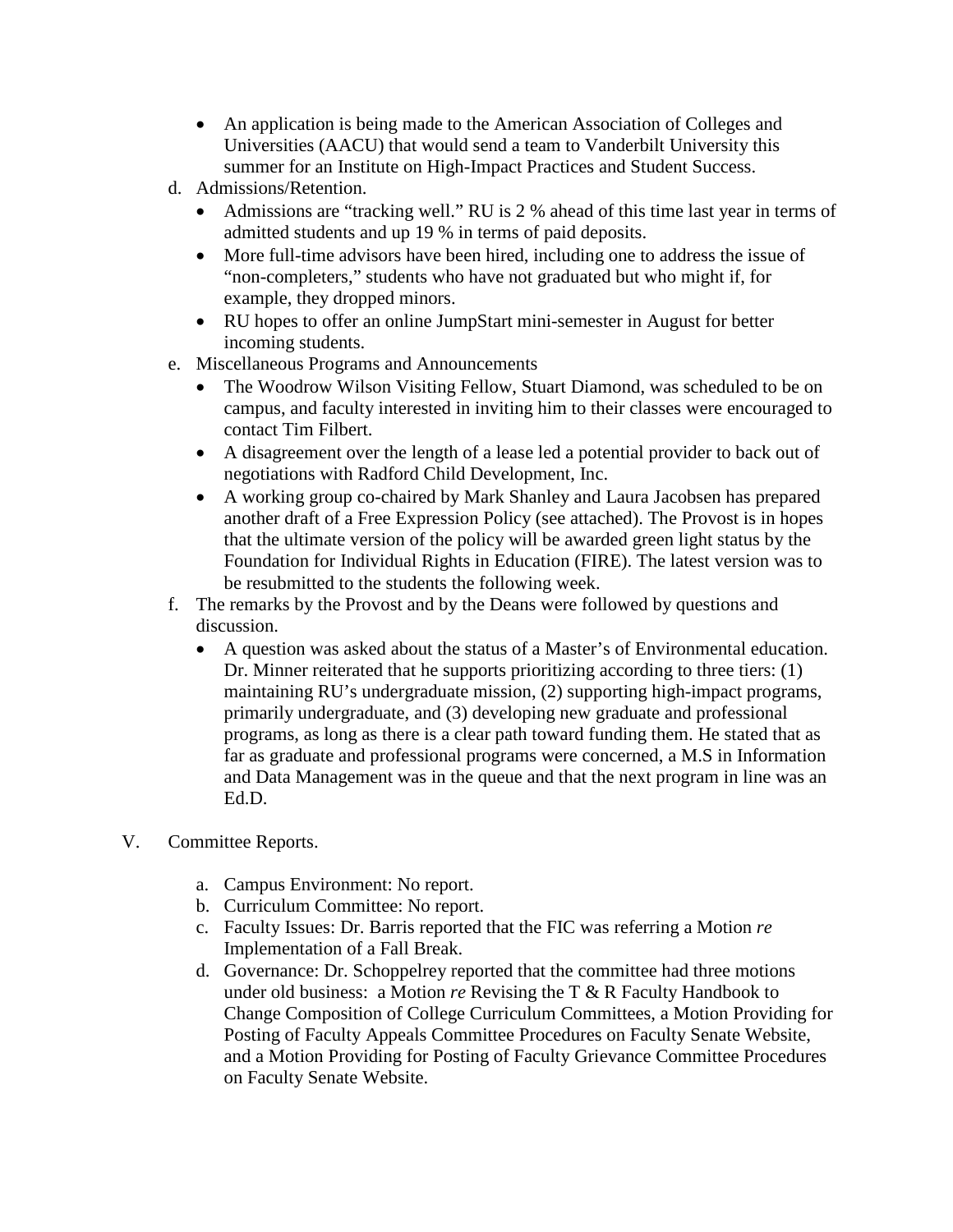- An application is being made to the American Association of Colleges and Universities (AACU) that would send a team to Vanderbilt University this summer for an Institute on High-Impact Practices and Student Success.

d. Admissions/Retention.
   - Admissions are "tracking well." RU is 2 % ahead of this time last year in terms of admitted students and up 19 % in terms of paid deposits.
   - More full-time advisors have been hired, including one to address the issue of "non-completers," students who have not graduated but who might if, for example, they dropped minors.
   - RU hopes to offer an online JumpStart mini-semester in August for better incoming students.

e. Miscellaneous Programs and Announcements
   - The Woodrow Wilson Visiting Fellow, Stuart Diamond, was scheduled to be on campus, and faculty interested in inviting him to their classes were encouraged to contact Tim Filbert.
   - A disagreement over the length of a lease led a potential provider to back out of negotiations with Radford Child Development, Inc.
   - A working group co-chaired by Mark Shanley and Laura Jacobsen has prepared another draft of a Free Expression Policy (see attached). The Provost is in hopes that the ultimate version of the policy will be awarded green light status by the Foundation for Individual Rights in Education (FIRE). The latest version was to be resubmitted to the students the following week.

f. The remarks by the Provost and by the Deans were followed by questions and discussion.
   - A question was asked about the status of a Master's of Environmental education. Dr. Minner reiterated that he supports prioritizing according to three tiers: (1) maintaining RU's undergraduate mission, (2) supporting high-impact programs, primarily undergraduate, and (3) developing new graduate and professional programs, as long as there is a clear path toward funding them. He stated that as far as graduate and professional programs were concerned, a M.S in Information and Data Management was in the queue and that the next program in line was an Ed.D.

V. Committee Reports.

a. Campus Environment: No report.
b. Curriculum Committee: No report.
c. Faculty Issues: Dr. Barris reported that the FIC was referring a Motion *re* Implementation of a Fall Break.
d. Governance: Dr. Schoppelrey reported that the committee had three motions under old business: a Motion *re* Revising the T & R Faculty Handbook to Change Composition of College Curriculum Committees, a Motion Providing for Posting of Faculty Appeals Committee Procedures on Faculty Senate Website, and a Motion Providing for Posting of Faculty Grievance Committee Procedures on Faculty Senate Website.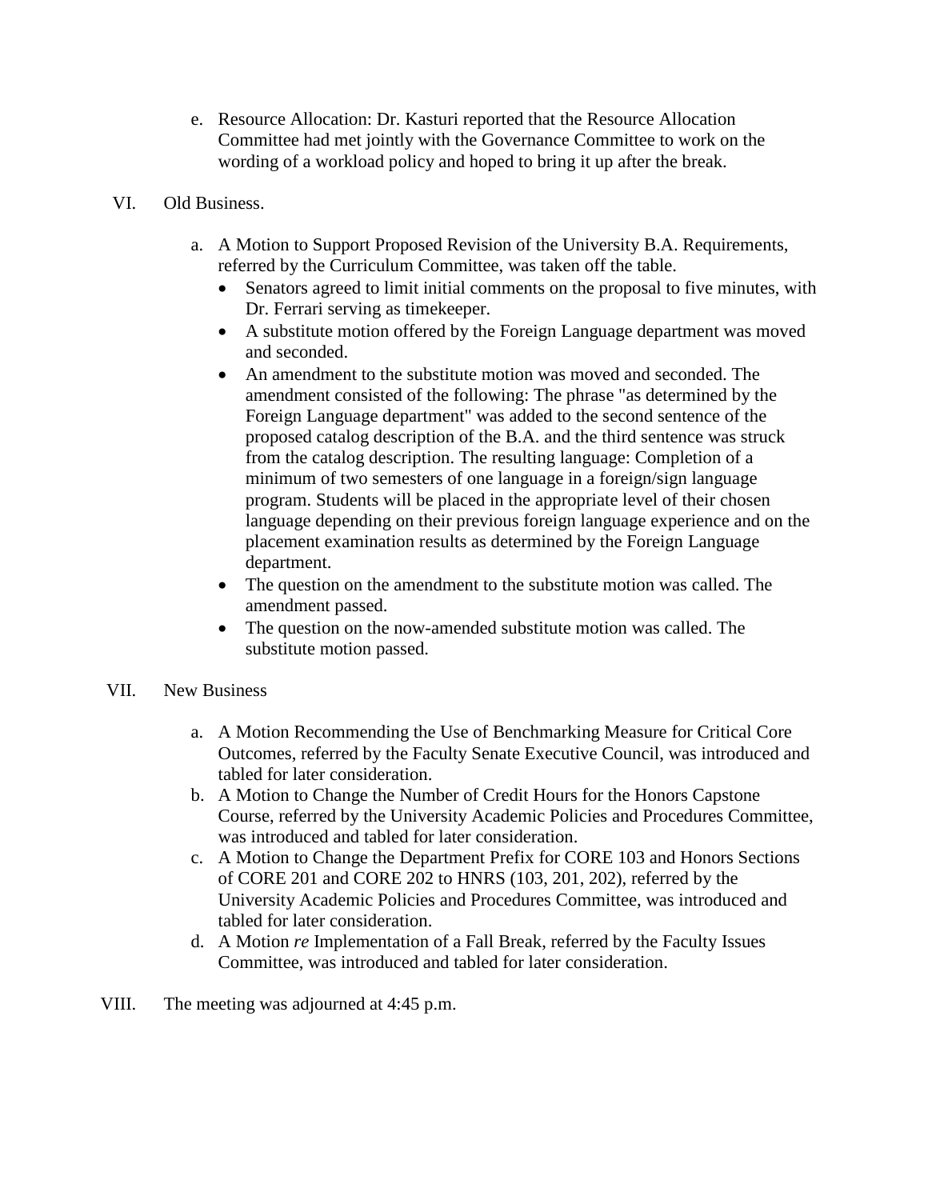e. Resource Allocation: Dr. Kasturi reported that the Resource Allocation Committee had met jointly with the Governance Committee to work on the wording of a workload policy and hoped to bring it up after the break.

VI. Old Business.

a. A Motion to Support Proposed Revision of the University B.A. Requirements, referred by the Curriculum Committee, was taken off the table.
   - Senators agreed to limit initial comments on the proposal to five minutes, with Dr. Ferrari serving as timekeeper.
   - A substitute motion offered by the Foreign Language department was moved and seconded.
   - An amendment to the substitute motion was moved and seconded. The amendment consisted of the following: The phrase "as determined by the Foreign Language department" was added to the second sentence of the proposed catalog description of the B.A. and the third sentence was struck from the catalog description. The resulting language: Completion of a minimum of two semesters of one language in a foreign/sign language program. Students will be placed in the appropriate level of their chosen language depending on their previous foreign language experience and on the placement examination results as determined by the Foreign Language department.
   - The question on the amendment to the substitute motion was called. The amendment passed.
   - The question on the now-amended substitute motion was called. The substitute motion passed.

VII. New Business

a. A Motion Recommending the Use of Benchmarking Measure for Critical Core Outcomes, referred by the Faculty Senate Executive Council, was introduced and tabled for later consideration.

b. A Motion to Change the Number of Credit Hours for the Honors Capstone Course, referred by the University Academic Policies and Procedures Committee, was introduced and tabled for later consideration.

c. A Motion to Change the Department Prefix for CORE 103 and Honors Sections of CORE 201 and CORE 202 to HNRS (103, 201, 202), referred by the University Academic Policies and Procedures Committee, was introduced and tabled for later consideration.

d. A Motion *re* Implementation of a Fall Break, referred by the Faculty Issues Committee, was introduced and tabled for later consideration.

VIII. The meeting was adjourned at 4:45 p.m.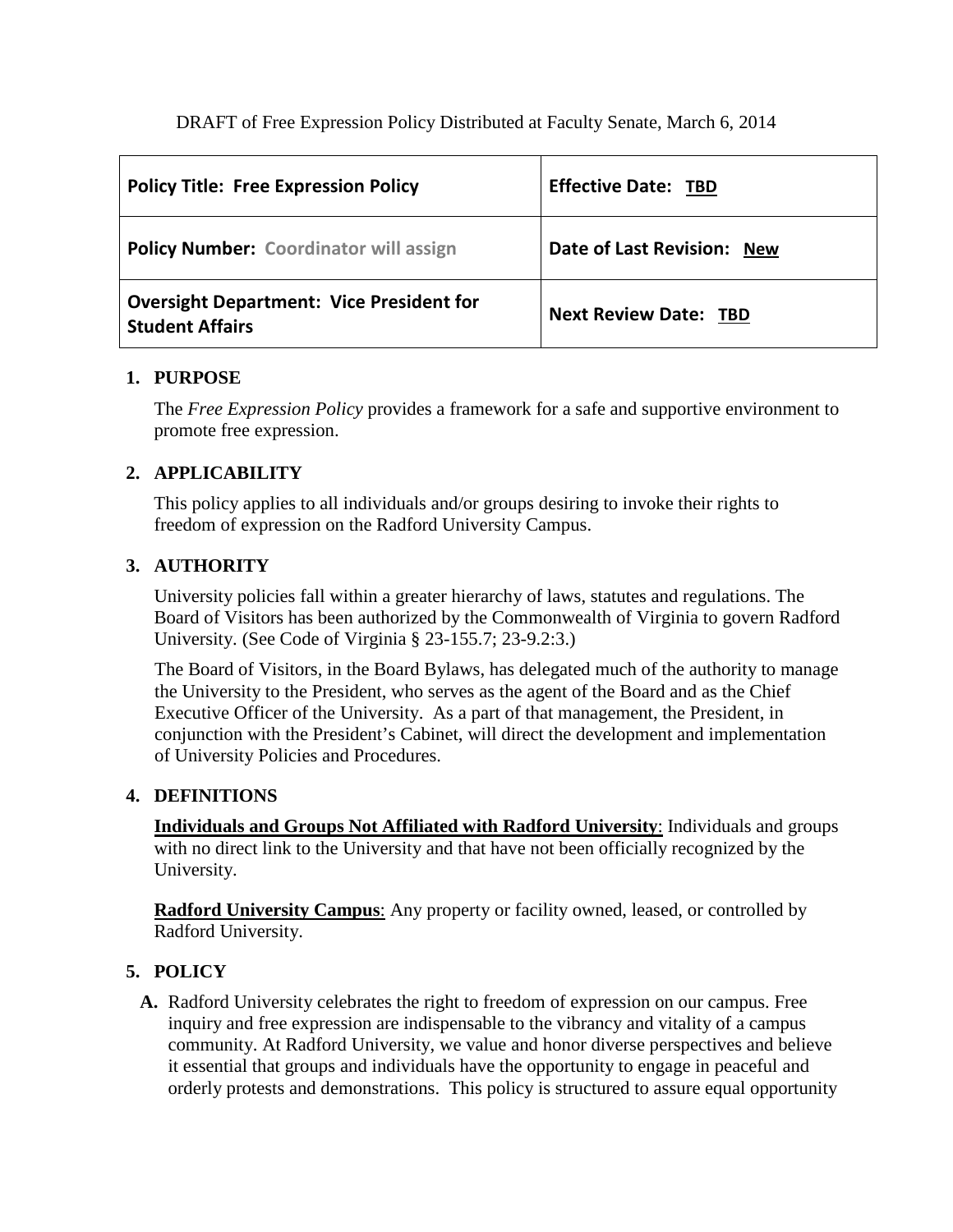DRAFT of Free Expression Policy Distributed at Faculty Senate, March 6, 2014

| **Policy Title: Free Expression Policy** | **Effective Date: TBD** |
| --- | --- |
| **Policy Number: Coordinator will assign** | **Date of Last Revision: New** |
| **Oversight Department: Vice President for Student Affairs** | **Next Review Date: TBD** |

## 1. PURPOSE

The *Free Expression Policy* provides a framework for a safe and supportive environment to promote free expression.

## 2. APPLICABILITY

This policy applies to all individuals and/or groups desiring to invoke their rights to freedom of expression on the Radford University Campus.

## 3. AUTHORITY

University policies fall within a greater hierarchy of laws, statutes and regulations. The Board of Visitors has been authorized by the Commonwealth of Virginia to govern Radford University. (See Code of Virginia § 23-155.7; 23-9.2:3.)

The Board of Visitors, in the Board Bylaws, has delegated much of the authority to manage the University to the President, who serves as the agent of the Board and as the Chief Executive Officer of the University. As a part of that management, the President, in conjunction with the President's Cabinet, will direct the development and implementation of University Policies and Procedures.

## 4. DEFINITIONS

**Individuals and Groups Not Affiliated with Radford University**: Individuals and groups with no direct link to the University and that have not been officially recognized by the University.

**Radford University Campus**: Any property or facility owned, leased, or controlled by Radford University.

## 5. POLICY

**A.** Radford University celebrates the right to freedom of expression on our campus. Free inquiry and free expression are indispensable to the vibrancy and vitality of a campus community. At Radford University, we value and honor diverse perspectives and believe it essential that groups and individuals have the opportunity to engage in peaceful and orderly protests and demonstrations. This policy is structured to assure equal opportunity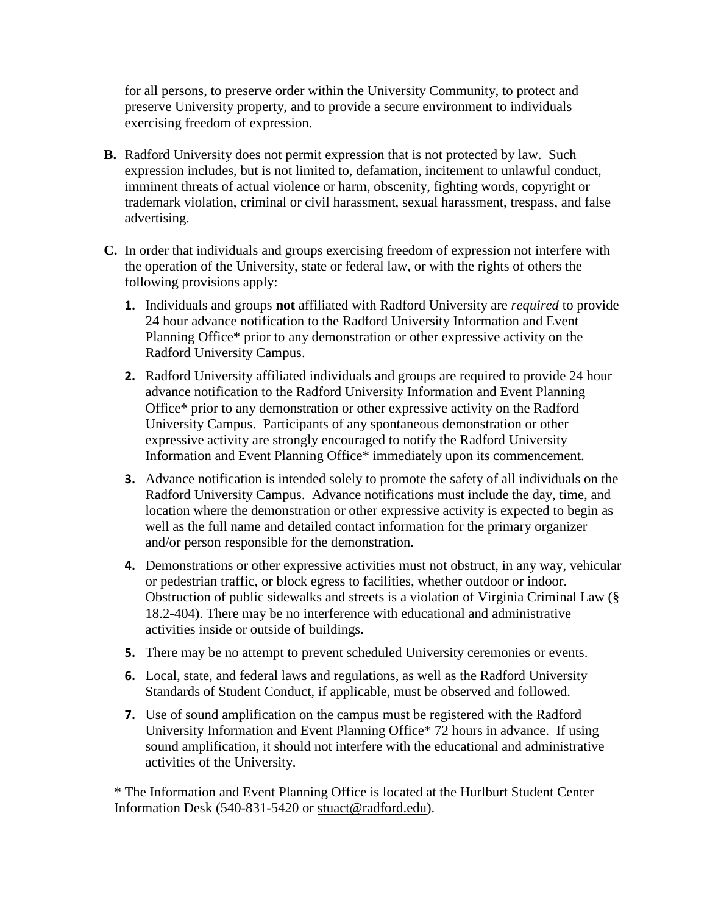for all persons, to preserve order within the University Community, to protect and preserve University property, and to provide a secure environment to individuals exercising freedom of expression.

**B.** Radford University does not permit expression that is not protected by law. Such expression includes, but is not limited to, defamation, incitement to unlawful conduct, imminent threats of actual violence or harm, obscenity, fighting words, copyright or trademark violation, criminal or civil harassment, sexual harassment, trespass, and false advertising.

**C.** In order that individuals and groups exercising freedom of expression not interfere with the operation of the University, state or federal law, or with the rights of others the following provisions apply:

1. Individuals and groups **not** affiliated with Radford University are *required* to provide 24 hour advance notification to the Radford University Information and Event Planning Office* prior to any demonstration or other expressive activity on the Radford University Campus.
2. Radford University affiliated individuals and groups are required to provide 24 hour advance notification to the Radford University Information and Event Planning Office* prior to any demonstration or other expressive activity on the Radford University Campus. Participants of any spontaneous demonstration or other expressive activity are strongly encouraged to notify the Radford University Information and Event Planning Office* immediately upon its commencement.
3. Advance notification is intended solely to promote the safety of all individuals on the Radford University Campus. Advance notifications must include the day, time, and location where the demonstration or other expressive activity is expected to begin as well as the full name and detailed contact information for the primary organizer and/or person responsible for the demonstration.
4. Demonstrations or other expressive activities must not obstruct, in any way, vehicular or pedestrian traffic, or block egress to facilities, whether outdoor or indoor. Obstruction of public sidewalks and streets is a violation of Virginia Criminal Law (§ 18.2-404). There may be no interference with educational and administrative activities inside or outside of buildings.
5. There may be no attempt to prevent scheduled University ceremonies or events.
6. Local, state, and federal laws and regulations, as well as the Radford University Standards of Student Conduct, if applicable, must be observed and followed.
7. Use of sound amplification on the campus must be registered with the Radford University Information and Event Planning Office* 72 hours in advance. If using sound amplification, it should not interfere with the educational and administrative activities of the University.

* The Information and Event Planning Office is located at the Hurlburt Student Center Information Desk (540-831-5420 or stuact@radford.edu).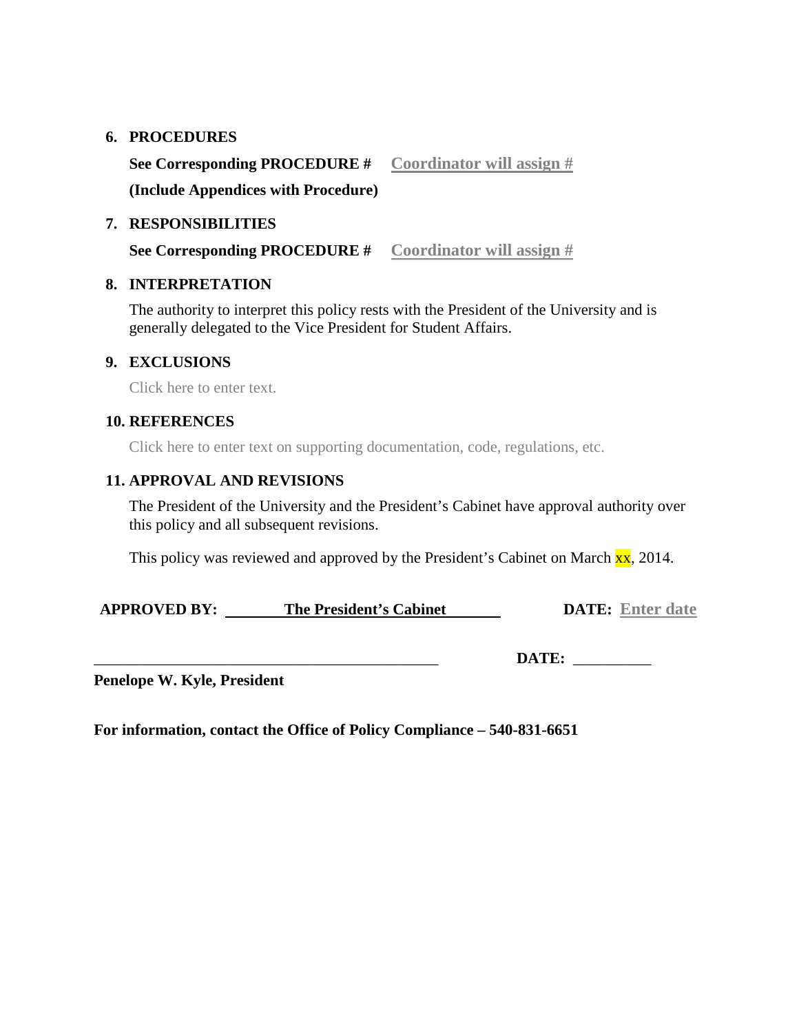## 6. PROCEDURES

**See Corresponding PROCEDURE #** Coordinator will assign #

**(Include Appendices with Procedure)**

## 7. RESPONSIBILITIES

**See Corresponding PROCEDURE #** Coordinator will assign #

## 8. INTERPRETATION

The authority to interpret this policy rests with the President of the University and is generally delegated to the Vice President for Student Affairs.

## 9. EXCLUSIONS

Click here to enter text.

## 10. REFERENCES

Click here to enter text on supporting documentation, code, regulations, etc.

## 11. APPROVAL AND REVISIONS

The President of the University and the President's Cabinet have approval authority over this policy and all subsequent revisions.

This policy was reviewed and approved by the President's Cabinet on March xx, 2014.

**APPROVED BY:** **The President's Cabinet** **DATE:** Enter date

_____________________________________________ **DATE:** __________

**Penelope W. Kyle, President**

**For information, contact the Office of Policy Compliance – 540-831-6651**